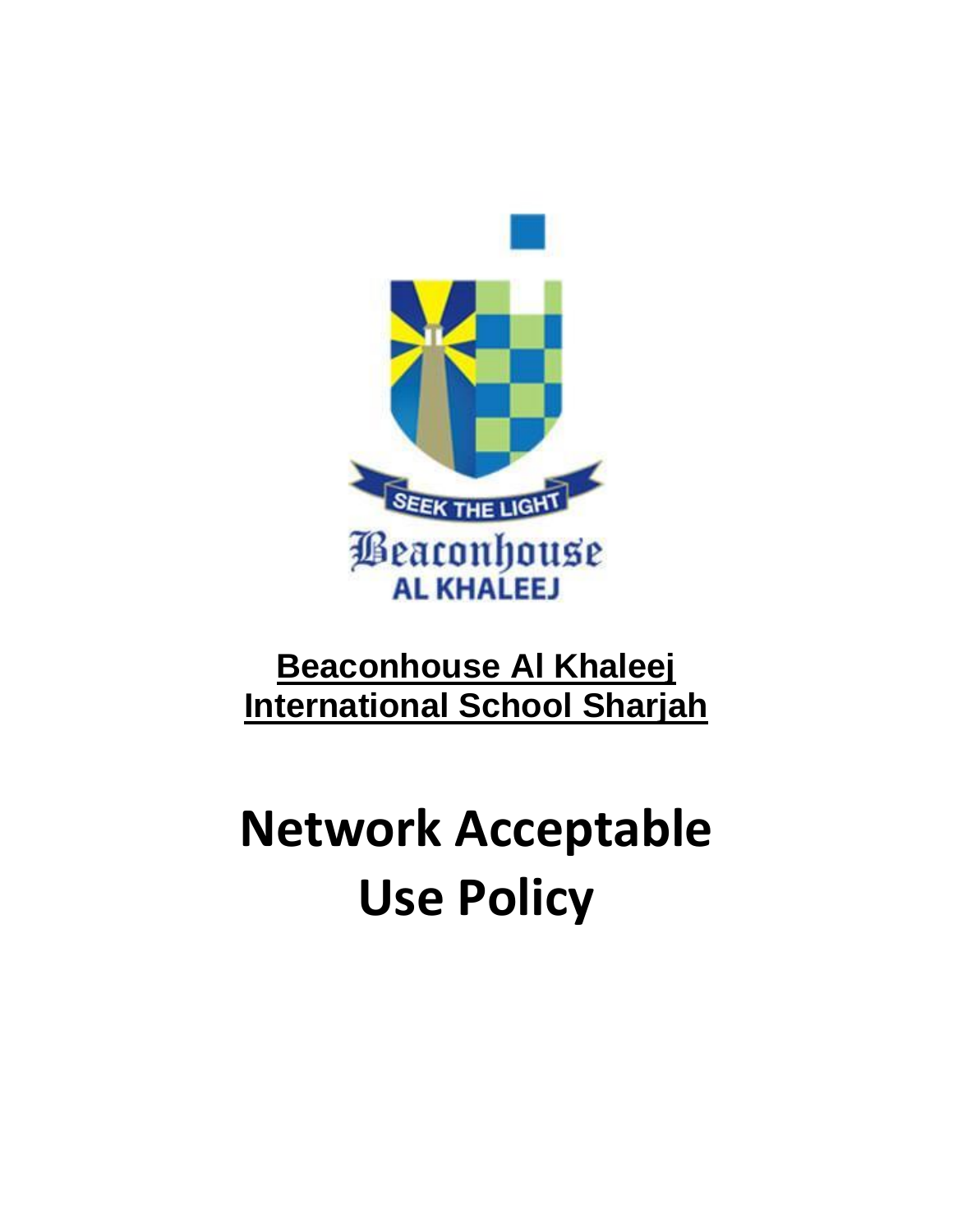**Beaconhouse Al Khaleej International School Sharjah**

# Network Acceptable Use Policy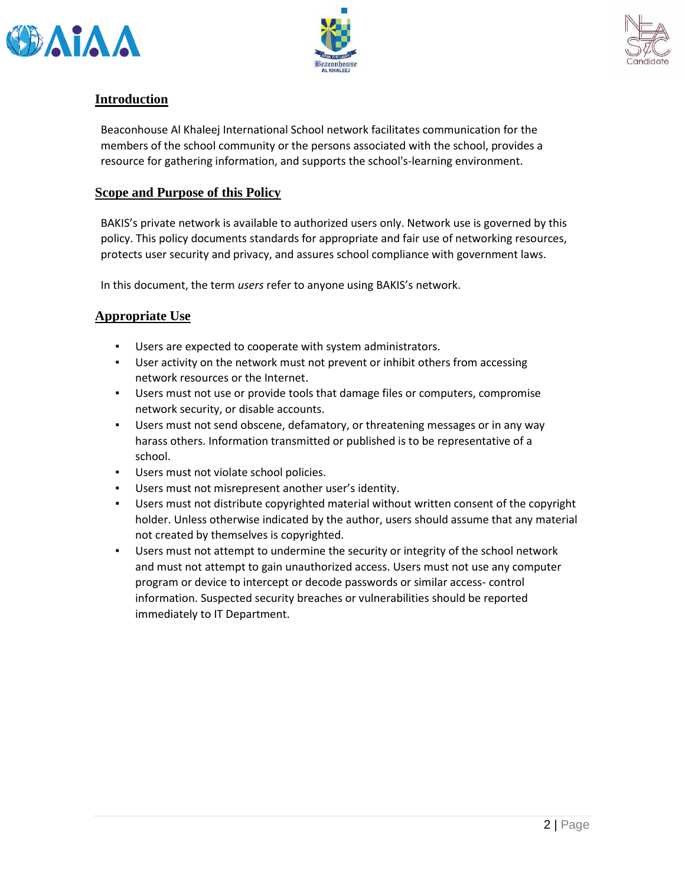## Introduction

Beaconhouse Al Khaleej International School network facilitates communication for the members of the school community or the persons associated with the school, provides a resource for gathering information, and supports the school's-learning environment.

## Scope and Purpose of this Policy

BAKIS's private network is available to authorized users only. Network use is governed by this policy. This policy documents standards for appropriate and fair use of networking resources, protects user security and privacy, and assures school compliance with government laws.

In this document, the term *users* refer to anyone using BAKIS's network.

## Appropriate Use

- Users are expected to cooperate with system administrators.
- User activity on the network must not prevent or inhibit others from accessing network resources or the Internet.
- Users must not use or provide tools that damage files or computers, compromise network security, or disable accounts.
- Users must not send obscene, defamatory, or threatening messages or in any way harass others. Information transmitted or published is to be representative of a school.
- Users must not violate school policies.
- Users must not misrepresent another user's identity.
- Users must not distribute copyrighted material without written consent of the copyright holder. Unless otherwise indicated by the author, users should assume that any material not created by themselves is copyrighted.
- Users must not attempt to undermine the security or integrity of the school network and must not attempt to gain unauthorized access. Users must not use any computer program or device to intercept or decode passwords or similar access- control information. Suspected security breaches or vulnerabilities should be reported immediately to IT Department.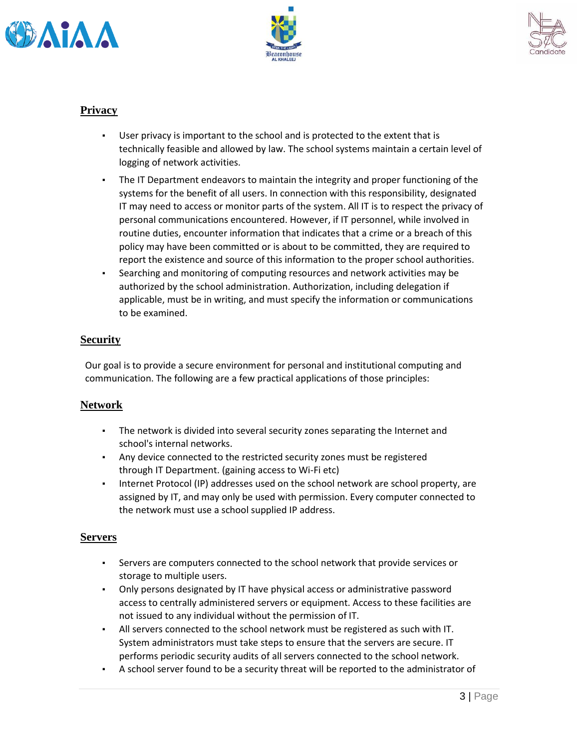## Privacy

- User privacy is important to the school and is protected to the extent that is technically feasible and allowed by law. The school systems maintain a certain level of logging of network activities.
- The IT Department endeavors to maintain the integrity and proper functioning of the systems for the benefit of all users. In connection with this responsibility, designated IT may need to access or monitor parts of the system. All IT is to respect the privacy of personal communications encountered. However, if IT personnel, while involved in routine duties, encounter information that indicates that a crime or a breach of this policy may have been committed or is about to be committed, they are required to report the existence and source of this information to the proper school authorities.
- Searching and monitoring of computing resources and network activities may be authorized by the school administration. Authorization, including delegation if applicable, must be in writing, and must specify the information or communications to be examined.

## Security

Our goal is to provide a secure environment for personal and institutional computing and communication. The following are a few practical applications of those principles:

## Network

- The network is divided into several security zones separating the Internet and school's internal networks.
- Any device connected to the restricted security zones must be registered through IT Department. (gaining access to Wi-Fi etc)
- Internet Protocol (IP) addresses used on the school network are school property, are assigned by IT, and may only be used with permission. Every computer connected to the network must use a school supplied IP address.

## Servers

- Servers are computers connected to the school network that provide services or storage to multiple users.
- Only persons designated by IT have physical access or administrative password access to centrally administered servers or equipment. Access to these facilities are not issued to any individual without the permission of IT.
- All servers connected to the school network must be registered as such with IT. System administrators must take steps to ensure that the servers are secure. IT performs periodic security audits of all servers connected to the school network.
- A school server found to be a security threat will be reported to the administrator of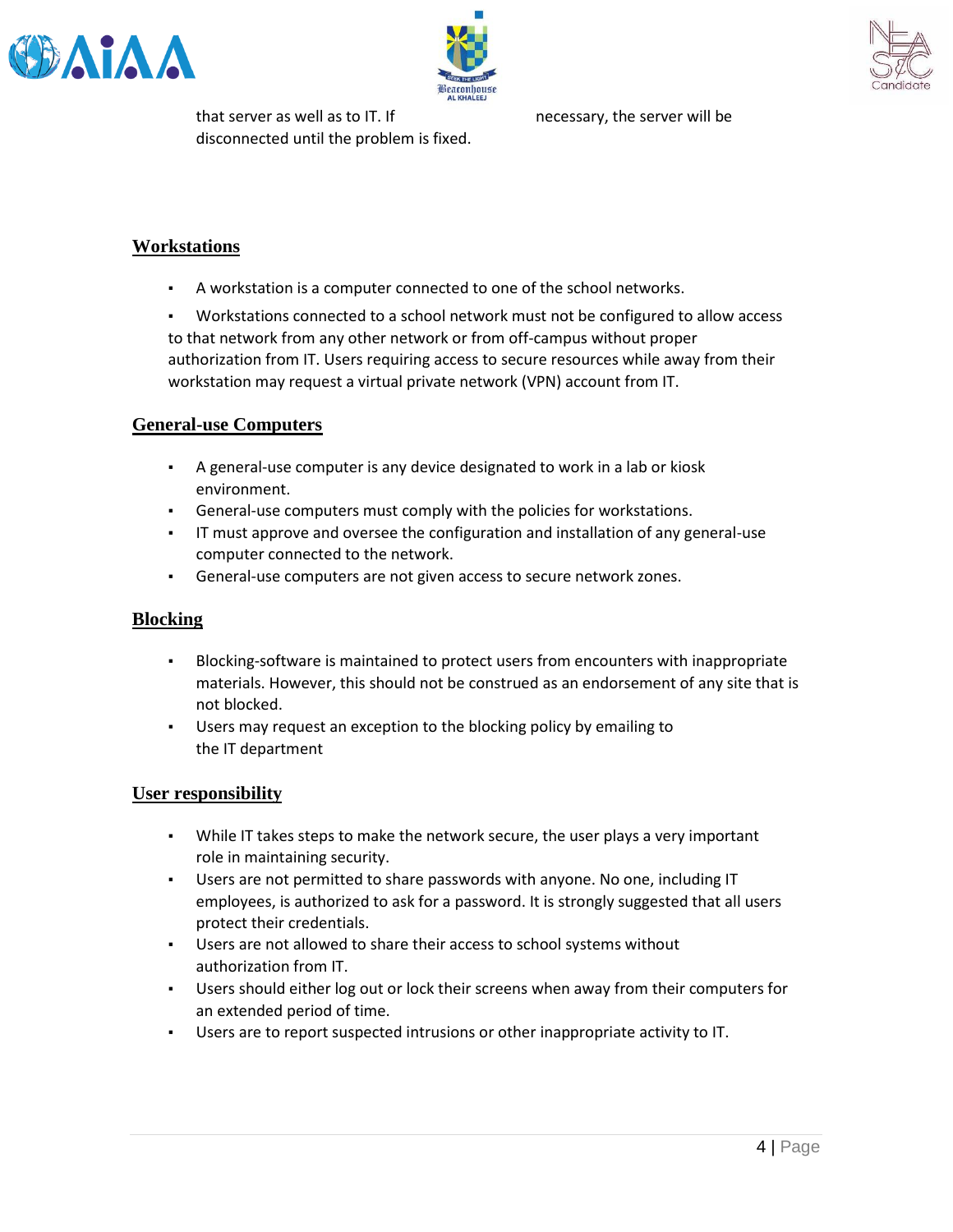that server as well as to IT. If necessary, the server will be disconnected until the problem is fixed.

## Workstations

- A workstation is a computer connected to one of the school networks.
- Workstations connected to a school network must not be configured to allow access to that network from any other network or from off-campus without proper authorization from IT. Users requiring access to secure resources while away from their workstation may request a virtual private network (VPN) account from IT.

## General-use Computers

- A general-use computer is any device designated to work in a lab or kiosk environment.
- General-use computers must comply with the policies for workstations.
- IT must approve and oversee the configuration and installation of any general-use computer connected to the network.
- General-use computers are not given access to secure network zones.

## Blocking

- Blocking-software is maintained to protect users from encounters with inappropriate materials. However, this should not be construed as an endorsement of any site that is not blocked.
- Users may request an exception to the blocking policy by emailing to the IT department

## User responsibility

- While IT takes steps to make the network secure, the user plays a very important role in maintaining security.
- Users are not permitted to share passwords with anyone. No one, including IT employees, is authorized to ask for a password. It is strongly suggested that all users protect their credentials.
- Users are not allowed to share their access to school systems without authorization from IT.
- Users should either log out or lock their screens when away from their computers for an extended period of time.
- Users are to report suspected intrusions or other inappropriate activity to IT.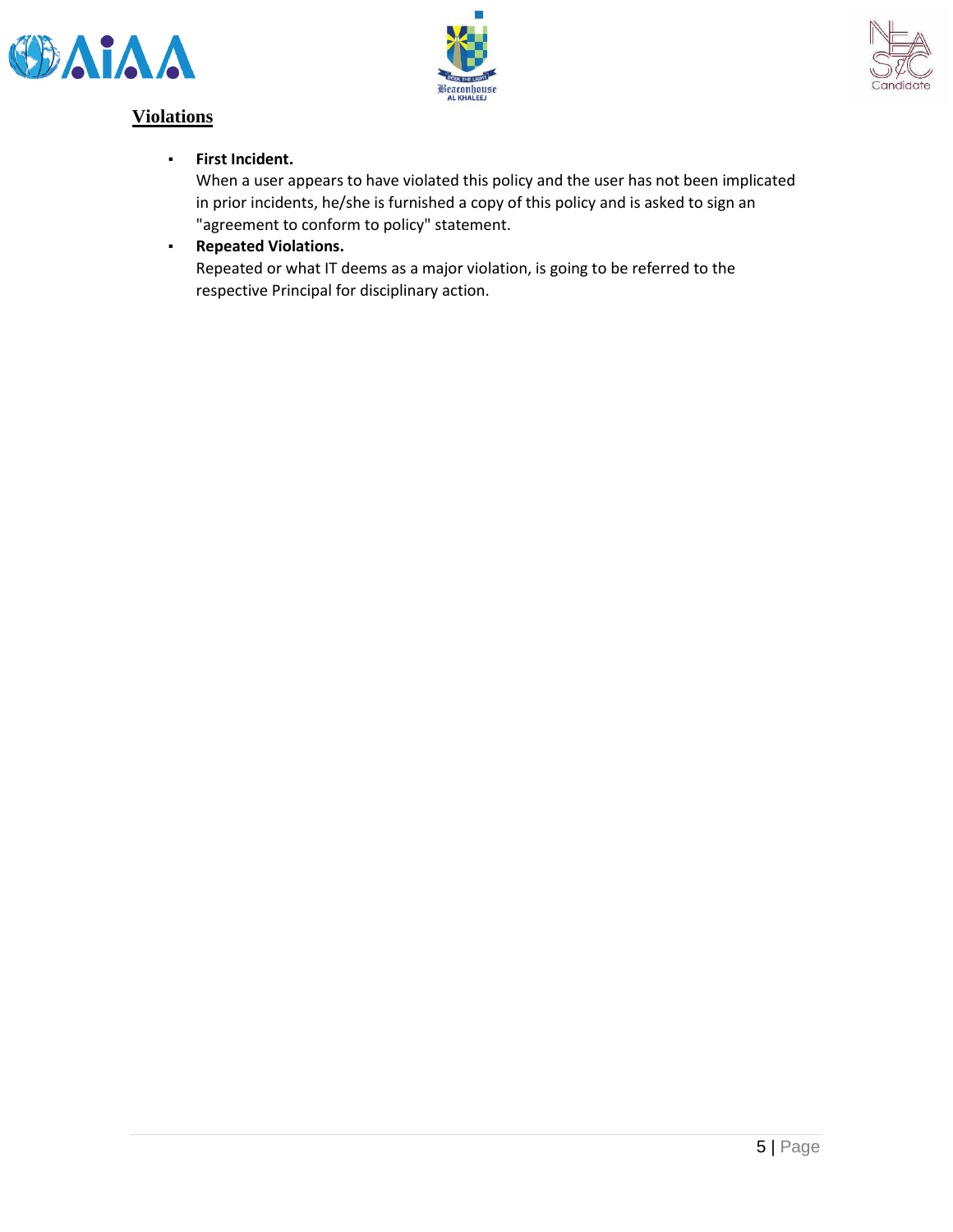## Violations

- **First Incident.**
  When a user appears to have violated this policy and the user has not been implicated in prior incidents, he/she is furnished a copy of this policy and is asked to sign an "agreement to conform to policy" statement.
- **Repeated Violations.**
  Repeated or what IT deems as a major violation, is going to be referred to the respective Principal for disciplinary action.